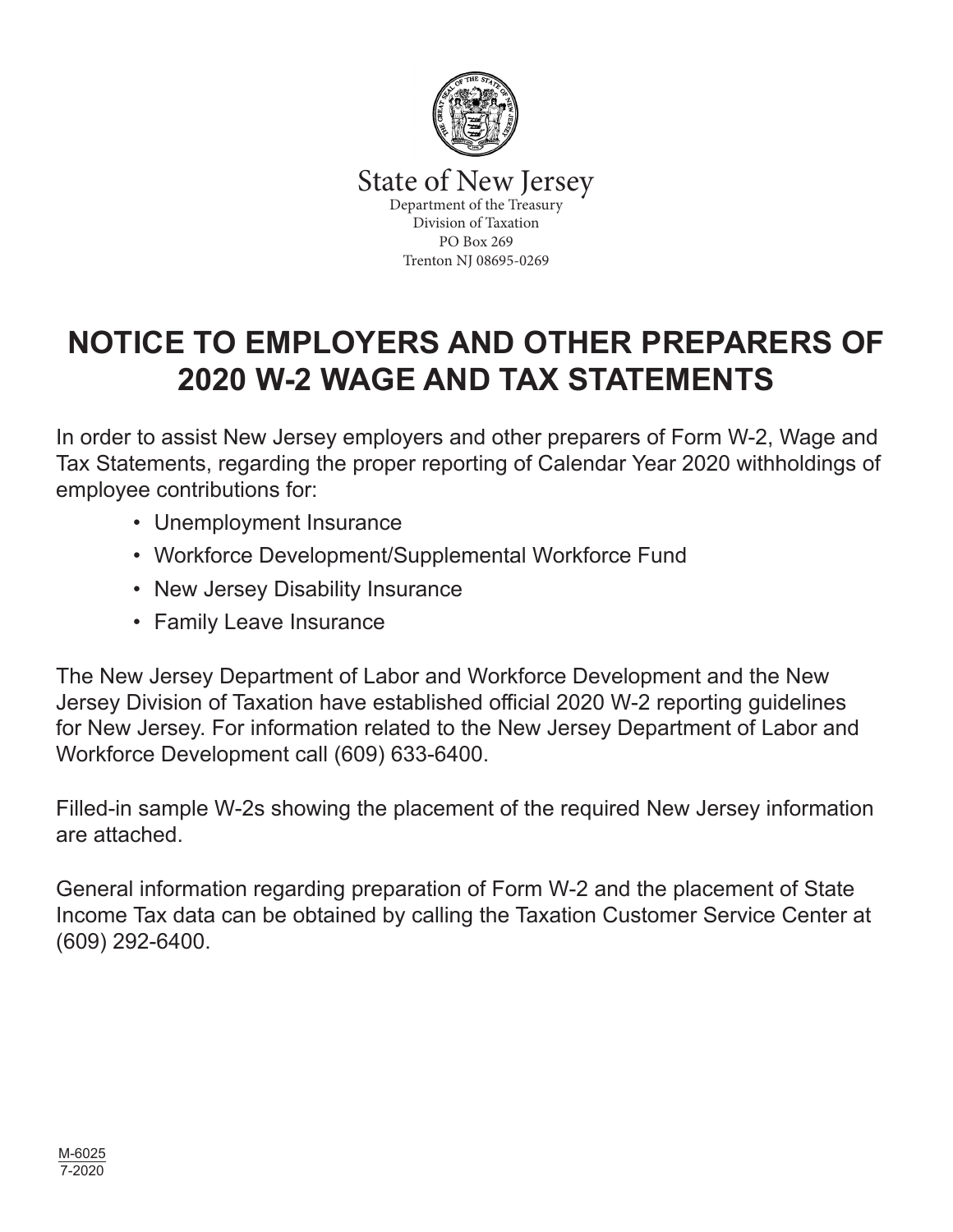State of New Jersey
Department of the Treasury
Division of Taxation
PO Box 269
Trenton NJ 08695-0269

# NOTICE TO EMPLOYERS AND OTHER PREPARERS OF 2020 W-2 WAGE AND TAX STATEMENTS

In order to assist New Jersey employers and other preparers of Form W-2, Wage and Tax Statements, regarding the proper reporting of Calendar Year 2020 withholdings of employee contributions for:

- Unemployment Insurance
- Workforce Development/Supplemental Workforce Fund
- New Jersey Disability Insurance
- Family Leave Insurance

The New Jersey Department of Labor and Workforce Development and the New Jersey Division of Taxation have established official 2020 W-2 reporting guidelines for New Jersey. For information related to the New Jersey Department of Labor and Workforce Development call (609) 633-6400.

Filled-in sample W-2s showing the placement of the required New Jersey information are attached.

General information regarding preparation of Form W-2 and the placement of State Income Tax data can be obtained by calling the Taxation Customer Service Center at (609) 292-6400.

M-6025
7-2020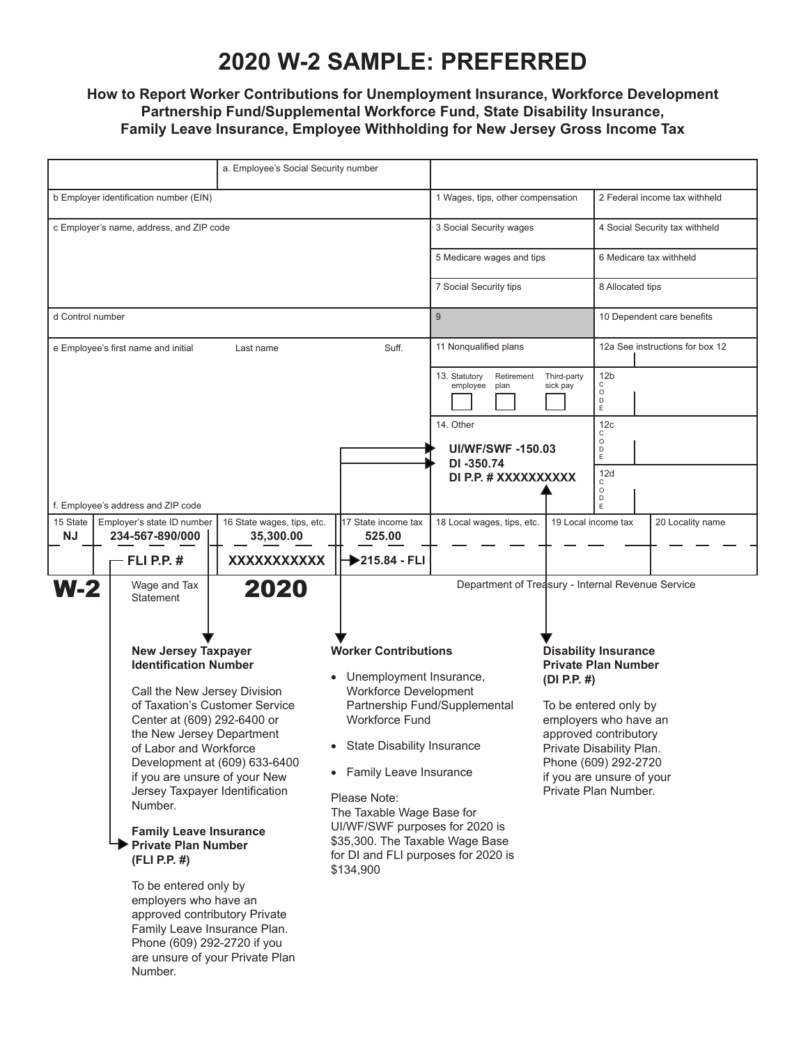# 2020 W-2 SAMPLE: PREFERRED

**How to Report Worker Contributions for Unemployment Insurance, Workforce Development Partnership Fund/Supplemental Workforce Fund, State Disability Insurance, Family Leave Insurance, Employee Withholding for New Jersey Gross Income Tax**

| | a. Employee's Social Security number | | |
|---|---|---|---|
| b Employer identification number (EIN) | | 1 Wages, tips, other compensation | 2 Federal income tax withheld |
| c Employer's name, address, and ZIP code | | 3 Social Security wages | 4 Social Security tax withheld |
| | | 5 Medicare wages and tips | 6 Medicare tax withheld |
| | | 7 Social Security tips | 8 Allocated tips |
| d Control number | | 9 | 10 Dependent care benefits |
| e Employee's first name and initial / Last name / Suff. | | 11 Nonqualified plans | 12a See instructions for box 12 |
| | | 13. Statutory employee / Retirement plan / Third-party sick pay | 12b CODE |
| | | 14. Other<br>**UI/WF/SWF -150.03**<br>**DI -350.74**<br>**DI P.P. # XXXXXXXXX** | 12c CODE |
| f. Employee's address and ZIP code | | | 12d CODE |

| 15 State | Employer's state ID number | 16 State wages, tips, etc. | 17 State income tax | 18 Local wages, tips, etc. | 19 Local income tax | 20 Locality name |
|---|---|---|---|---|---|---|
| **NJ** | **234-567-890/000** | **35,300.00** | **525.00** | | | |
| | **FLI P.P. #** | **XXXXXXXXXXX** | **215.84 - FLI** | | | |

**W-2** Wage and Tax Statement **2020** Department of Treasury - Internal Revenue Service

### New Jersey Taxpayer Identification Number

Call the New Jersey Division of Taxation's Customer Service Center at (609) 292-6400 or the New Jersey Department of Labor and Workforce Development at (609) 633-6400 if you are unsure of your New Jersey Taxpayer Identification Number.

### Family Leave Insurance Private Plan Number (FLI P.P. #)

To be entered only by employers who have an approved contributory Private Family Leave Insurance Plan. Phone (609) 292-2720 if you are unsure of your Private Plan Number.

### Worker Contributions

- Unemployment Insurance, Workforce Development Partnership Fund/Supplemental Workforce Fund
- State Disability Insurance
- Family Leave Insurance

Please Note:
The Taxable Wage Base for UI/WF/SWF purposes for 2020 is $35,300. The Taxable Wage Base for DI and FLI purposes for 2020 is $134,900

### Disability Insurance Private Plan Number (DI P.P. #)

To be entered only by employers who have an approved contributory Private Disability Plan. Phone (609) 292-2720 if you are unsure of your Private Plan Number.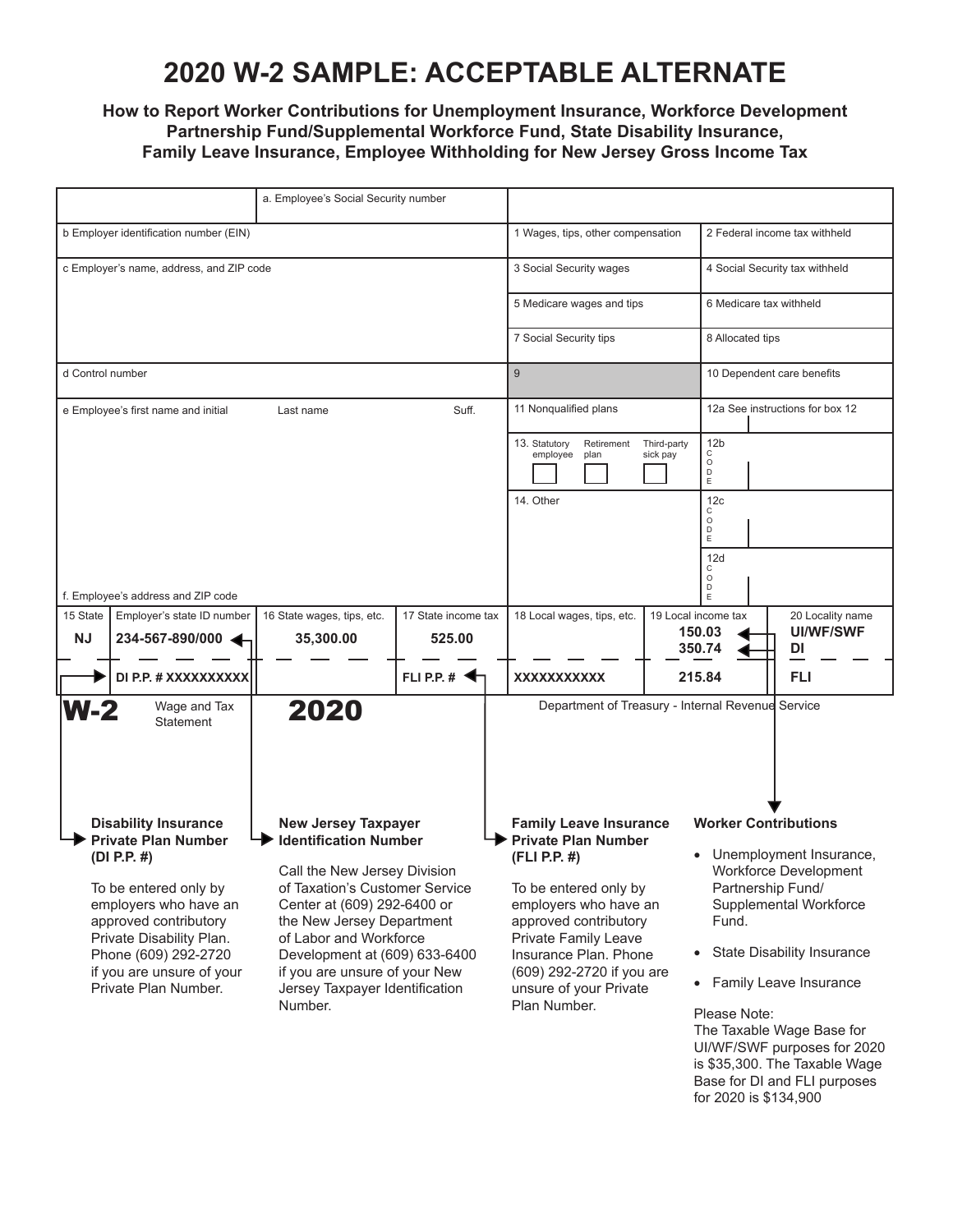# 2020 W-2 SAMPLE: ACCEPTABLE ALTERNATE

**How to Report Worker Contributions for Unemployment Insurance, Workforce Development Partnership Fund/Supplemental Workforce Fund, State Disability Insurance, Family Leave Insurance, Employee Withholding for New Jersey Gross Income Tax**

| | a. Employee's Social Security number | | |
|---|---|---|---|
| b Employer identification number (EIN) | | 1 Wages, tips, other compensation | 2 Federal income tax withheld |
| c Employer's name, address, and ZIP code | | 3 Social Security wages | 4 Social Security tax withheld |
| | | 5 Medicare wages and tips | 6 Medicare tax withheld |
| | | 7 Social Security tips | 8 Allocated tips |
| d Control number | | 9 | 10 Dependent care benefits |
| e Employee's first name and initial &nbsp; Last name &nbsp; Suff. | | 11 Nonqualified plans | 12a See instructions for box 12 |
| | | 13. Statutory employee / Retirement plan / Third-party sick pay | 12b CODE |
| | | 14. Other | 12c CODE |
| f. Employee's address and ZIP code | | | 12d CODE |

| 15 State | Employer's state ID number | 16 State wages, tips, etc. | 17 State income tax | 18 Local wages, tips, etc. | 19 Local income tax | 20 Locality name |
|---|---|---|---|---|---|---|
| NJ | 234-567-890/000 | 35,300.00 | 525.00 | | 150.03<br>350.74 | UI/WF/SWF<br>DI |
| | DI P.P. # XXXXXXXXXX | | FLI P.P. # | XXXXXXXXXXX | 215.84 | FLI |

**W-2** Wage and Tax Statement **2020** Department of Treasury - Internal Revenue Service

**Disability Insurance Private Plan Number (DI P.P. #)**

To be entered only by employers who have an approved contributory Private Disability Plan. Phone (609) 292-2720 if you are unsure of your Private Plan Number.

**New Jersey Taxpayer Identification Number**

Call the New Jersey Division of Taxation's Customer Service Center at (609) 292-6400 or the New Jersey Department of Labor and Workforce Development at (609) 633-6400 if you are unsure of your New Jersey Taxpayer Identification Number.

**Family Leave Insurance Private Plan Number (FLI P.P. #)**

To be entered only by employers who have an approved contributory Private Family Leave Insurance Plan. Phone (609) 292-2720 if you are unsure of your Private Plan Number.

**Worker Contributions**

- Unemployment Insurance, Workforce Development Partnership Fund/ Supplemental Workforce Fund.
- State Disability Insurance
- Family Leave Insurance

Please Note:
The Taxable Wage Base for UI/WF/SWF purposes for 2020 is $35,300. The Taxable Wage Base for DI and FLI purposes for 2020 is $134,900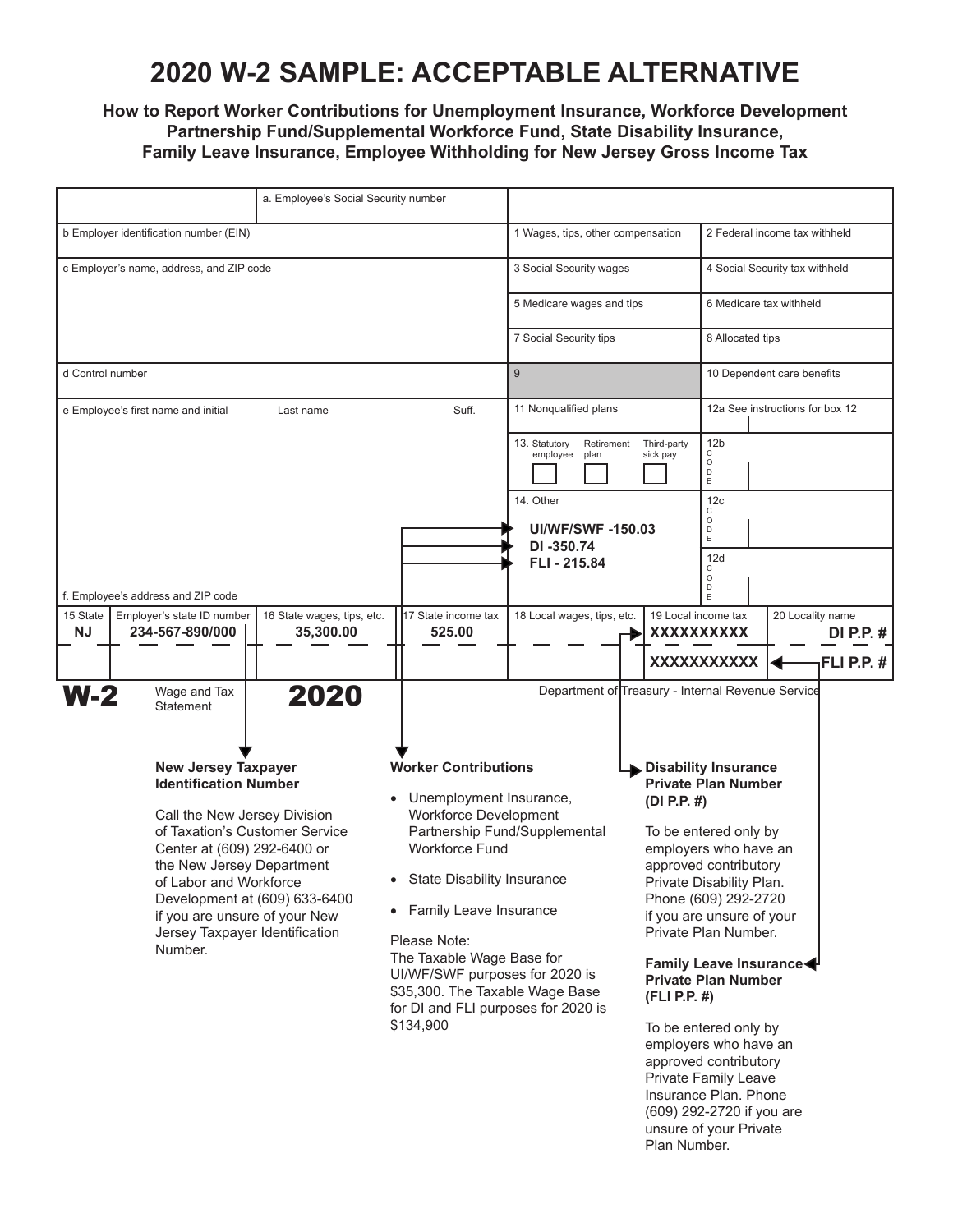# 2020 W-2 SAMPLE: ACCEPTABLE ALTERNATIVE

**How to Report Worker Contributions for Unemployment Insurance, Workforce Development Partnership Fund/Supplemental Workforce Fund, State Disability Insurance, Family Leave Insurance, Employee Withholding for New Jersey Gross Income Tax**

| | | | |
|---|---|---|---|
| a. Employee's Social Security number | | | |
| b Employer identification number (EIN) | | 1 Wages, tips, other compensation | 2 Federal income tax withheld |
| c Employer's name, address, and ZIP code | | 3 Social Security wages | 4 Social Security tax withheld |
| | | 5 Medicare wages and tips | 6 Medicare tax withheld |
| | | 7 Social Security tips | 8 Allocated tips |
| d Control number | | 9 | 10 Dependent care benefits |
| e Employee's first name and initial | Last name / Suff. | 11 Nonqualified plans | 12a See instructions for box 12 |
| | | 13. Statutory employee / Retirement plan / Third-party sick pay | 12b CODE |
| | | 14. Other<br>**UI/WF/SWF -150.03**<br>**DI -350.74**<br>**FLI - 215.84** | 12c CODE |
| f. Employee's address and ZIP code | | | 12d CODE |

| 15 State | Employer's state ID number | 16 State wages, tips, etc. | 17 State income tax | 18 Local wages, tips, etc. | 19 Local income tax | 20 Locality name |
|---|---|---|---|---|---|---|
| **NJ** | **234-567-890/000** | **35,300.00** | **525.00** | | **XXXXXXXXXX** | **DI P.P. #** |
| | | | | | **XXXXXXXXXXX** | **FLI P.P. #** |

**W-2** Wage and Tax Statement **2020** Department of Treasury - Internal Revenue Service

**New Jersey Taxpayer Identification Number**

Call the New Jersey Division of Taxation's Customer Service Center at (609) 292-6400 or the New Jersey Department of Labor and Workforce Development at (609) 633-6400 if you are unsure of your New Jersey Taxpayer Identification Number.

**Worker Contributions**

- Unemployment Insurance, Workforce Development Partnership Fund/Supplemental Workforce Fund
- State Disability Insurance
- Family Leave Insurance

Please Note:
The Taxable Wage Base for UI/WF/SWF purposes for 2020 is $35,300. The Taxable Wage Base for DI and FLI purposes for 2020 is $134,900

**Disability Insurance Private Plan Number (DI P.P. #)**

To be entered only by employers who have an approved contributory Private Disability Plan. Phone (609) 292-2720 if you are unsure of your Private Plan Number.

**Family Leave Insurance Private Plan Number (FLI P.P. #)**

To be entered only by employers who have an approved contributory Private Family Leave Insurance Plan. Phone (609) 292-2720 if you are unsure of your Private Plan Number.